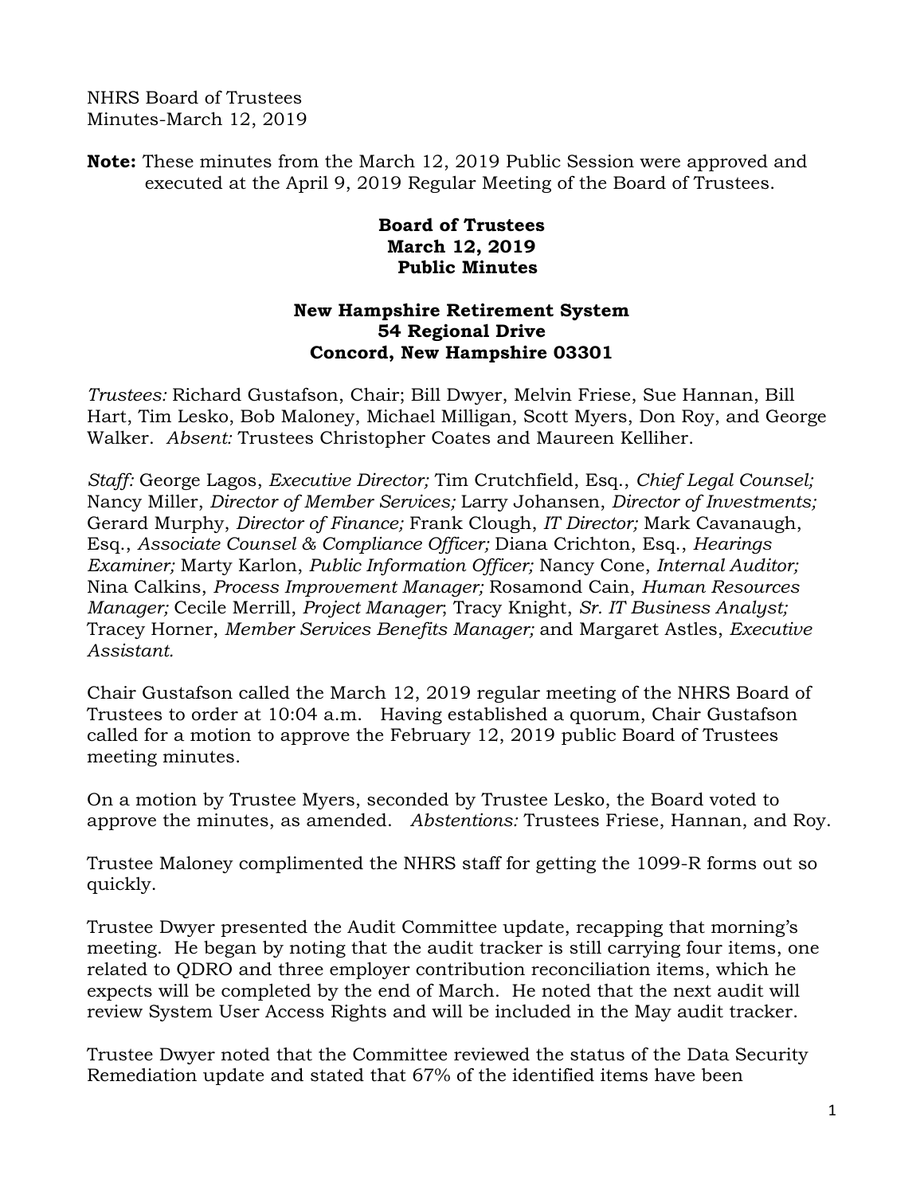NHRS Board of Trustees
Minutes-March 12, 2019

**Note:** These minutes from the March 12, 2019 Public Session were approved and executed at the April 9, 2019 Regular Meeting of the Board of Trustees.

**Board of Trustees**
**March 12, 2019**
**Public Minutes**

**New Hampshire Retirement System**
**54 Regional Drive**
**Concord, New Hampshire 03301**

*Trustees:* Richard Gustafson, Chair; Bill Dwyer, Melvin Friese, Sue Hannan, Bill Hart, Tim Lesko, Bob Maloney, Michael Milligan, Scott Myers, Don Roy, and George Walker. *Absent:* Trustees Christopher Coates and Maureen Kelliher.

*Staff:* George Lagos, *Executive Director;* Tim Crutchfield, Esq., *Chief Legal Counsel;* Nancy Miller, *Director of Member Services;* Larry Johansen, *Director of Investments;* Gerard Murphy, *Director of Finance;* Frank Clough, *IT Director;* Mark Cavanaugh, Esq., *Associate Counsel & Compliance Officer;* Diana Crichton, Esq., *Hearings Examiner;* Marty Karlon, *Public Information Officer;* Nancy Cone, *Internal Auditor;* Nina Calkins, *Process Improvement Manager;* Rosamond Cain, *Human Resources Manager;* Cecile Merrill, *Project Manager*; Tracy Knight, *Sr. IT Business Analyst;* Tracey Horner, *Member Services Benefits Manager;* and Margaret Astles, *Executive Assistant.*

Chair Gustafson called the March 12, 2019 regular meeting of the NHRS Board of Trustees to order at 10:04 a.m. Having established a quorum, Chair Gustafson called for a motion to approve the February 12, 2019 public Board of Trustees meeting minutes.

On a motion by Trustee Myers, seconded by Trustee Lesko, the Board voted to approve the minutes, as amended. *Abstentions:* Trustees Friese, Hannan, and Roy.

Trustee Maloney complimented the NHRS staff for getting the 1099-R forms out so quickly.

Trustee Dwyer presented the Audit Committee update, recapping that morning's meeting. He began by noting that the audit tracker is still carrying four items, one related to QDRO and three employer contribution reconciliation items, which he expects will be completed by the end of March. He noted that the next audit will review System User Access Rights and will be included in the May audit tracker.

Trustee Dwyer noted that the Committee reviewed the status of the Data Security Remediation update and stated that 67% of the identified items have been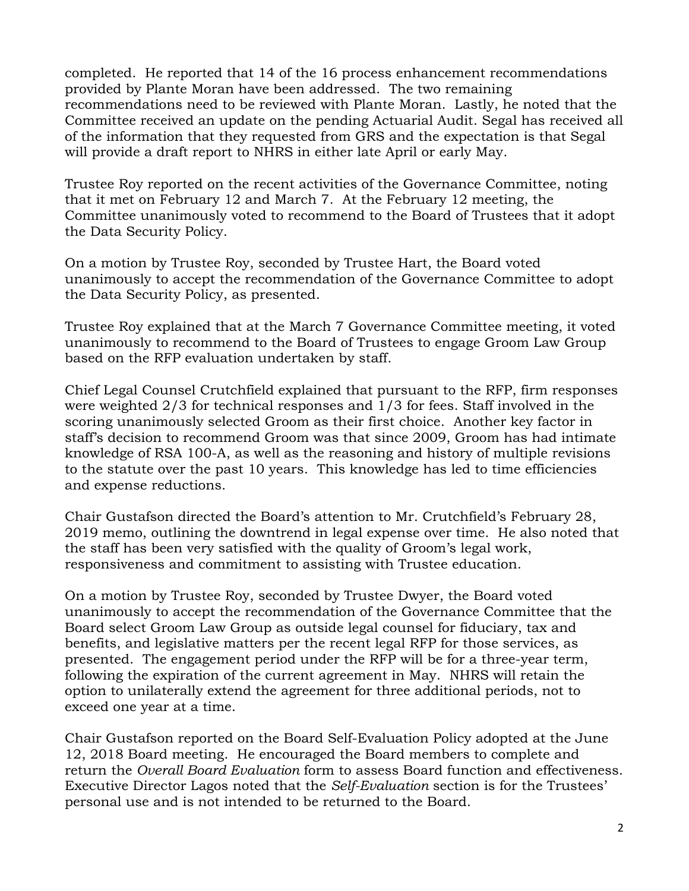completed. He reported that 14 of the 16 process enhancement recommendations provided by Plante Moran have been addressed. The two remaining recommendations need to be reviewed with Plante Moran. Lastly, he noted that the Committee received an update on the pending Actuarial Audit. Segal has received all of the information that they requested from GRS and the expectation is that Segal will provide a draft report to NHRS in either late April or early May.

Trustee Roy reported on the recent activities of the Governance Committee, noting that it met on February 12 and March 7. At the February 12 meeting, the Committee unanimously voted to recommend to the Board of Trustees that it adopt the Data Security Policy.

On a motion by Trustee Roy, seconded by Trustee Hart, the Board voted unanimously to accept the recommendation of the Governance Committee to adopt the Data Security Policy, as presented.

Trustee Roy explained that at the March 7 Governance Committee meeting, it voted unanimously to recommend to the Board of Trustees to engage Groom Law Group based on the RFP evaluation undertaken by staff.

Chief Legal Counsel Crutchfield explained that pursuant to the RFP, firm responses were weighted 2/3 for technical responses and 1/3 for fees. Staff involved in the scoring unanimously selected Groom as their first choice. Another key factor in staff's decision to recommend Groom was that since 2009, Groom has had intimate knowledge of RSA 100-A, as well as the reasoning and history of multiple revisions to the statute over the past 10 years. This knowledge has led to time efficiencies and expense reductions.

Chair Gustafson directed the Board's attention to Mr. Crutchfield's February 28, 2019 memo, outlining the downtrend in legal expense over time. He also noted that the staff has been very satisfied with the quality of Groom's legal work, responsiveness and commitment to assisting with Trustee education.

On a motion by Trustee Roy, seconded by Trustee Dwyer, the Board voted unanimously to accept the recommendation of the Governance Committee that the Board select Groom Law Group as outside legal counsel for fiduciary, tax and benefits, and legislative matters per the recent legal RFP for those services, as presented. The engagement period under the RFP will be for a three-year term, following the expiration of the current agreement in May. NHRS will retain the option to unilaterally extend the agreement for three additional periods, not to exceed one year at a time.

Chair Gustafson reported on the Board Self-Evaluation Policy adopted at the June 12, 2018 Board meeting. He encouraged the Board members to complete and return the *Overall Board Evaluation* form to assess Board function and effectiveness. Executive Director Lagos noted that the *Self-Evaluation* section is for the Trustees' personal use and is not intended to be returned to the Board.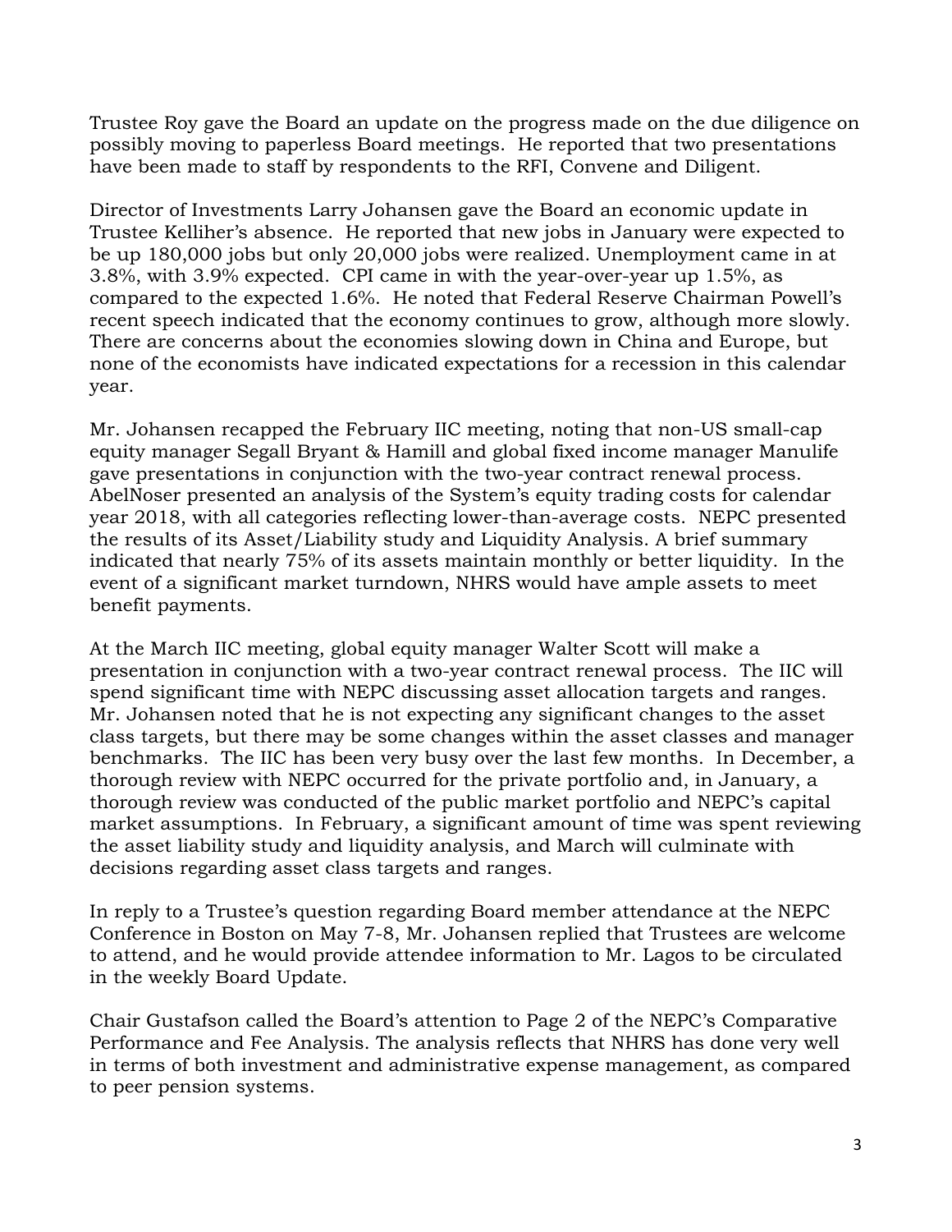Trustee Roy gave the Board an update on the progress made on the due diligence on possibly moving to paperless Board meetings. He reported that two presentations have been made to staff by respondents to the RFI, Convene and Diligent.

Director of Investments Larry Johansen gave the Board an economic update in Trustee Kelliher's absence. He reported that new jobs in January were expected to be up 180,000 jobs but only 20,000 jobs were realized. Unemployment came in at 3.8%, with 3.9% expected. CPI came in with the year-over-year up 1.5%, as compared to the expected 1.6%. He noted that Federal Reserve Chairman Powell's recent speech indicated that the economy continues to grow, although more slowly. There are concerns about the economies slowing down in China and Europe, but none of the economists have indicated expectations for a recession in this calendar year.

Mr. Johansen recapped the February IIC meeting, noting that non-US small-cap equity manager Segall Bryant & Hamill and global fixed income manager Manulife gave presentations in conjunction with the two-year contract renewal process. AbelNoser presented an analysis of the System's equity trading costs for calendar year 2018, with all categories reflecting lower-than-average costs. NEPC presented the results of its Asset/Liability study and Liquidity Analysis. A brief summary indicated that nearly 75% of its assets maintain monthly or better liquidity. In the event of a significant market turndown, NHRS would have ample assets to meet benefit payments.

At the March IIC meeting, global equity manager Walter Scott will make a presentation in conjunction with a two-year contract renewal process. The IIC will spend significant time with NEPC discussing asset allocation targets and ranges. Mr. Johansen noted that he is not expecting any significant changes to the asset class targets, but there may be some changes within the asset classes and manager benchmarks. The IIC has been very busy over the last few months. In December, a thorough review with NEPC occurred for the private portfolio and, in January, a thorough review was conducted of the public market portfolio and NEPC's capital market assumptions. In February, a significant amount of time was spent reviewing the asset liability study and liquidity analysis, and March will culminate with decisions regarding asset class targets and ranges.

In reply to a Trustee's question regarding Board member attendance at the NEPC Conference in Boston on May 7-8, Mr. Johansen replied that Trustees are welcome to attend, and he would provide attendee information to Mr. Lagos to be circulated in the weekly Board Update.

Chair Gustafson called the Board's attention to Page 2 of the NEPC's Comparative Performance and Fee Analysis. The analysis reflects that NHRS has done very well in terms of both investment and administrative expense management, as compared to peer pension systems.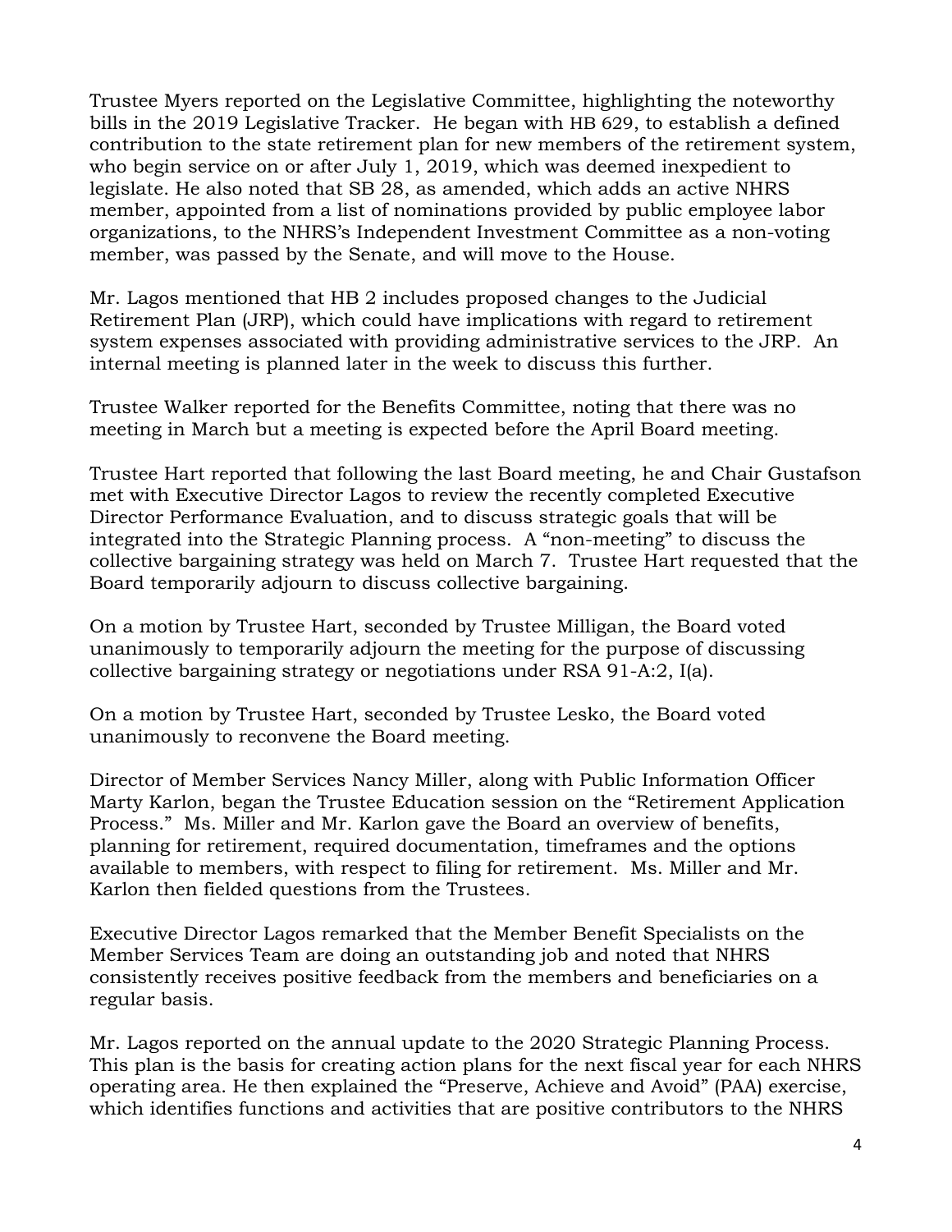Trustee Myers reported on the Legislative Committee, highlighting the noteworthy bills in the 2019 Legislative Tracker. He began with HB 629, to establish a defined contribution to the state retirement plan for new members of the retirement system, who begin service on or after July 1, 2019, which was deemed inexpedient to legislate. He also noted that SB 28, as amended, which adds an active NHRS member, appointed from a list of nominations provided by public employee labor organizations, to the NHRS's Independent Investment Committee as a non-voting member, was passed by the Senate, and will move to the House.

Mr. Lagos mentioned that HB 2 includes proposed changes to the Judicial Retirement Plan (JRP), which could have implications with regard to retirement system expenses associated with providing administrative services to the JRP. An internal meeting is planned later in the week to discuss this further.

Trustee Walker reported for the Benefits Committee, noting that there was no meeting in March but a meeting is expected before the April Board meeting.

Trustee Hart reported that following the last Board meeting, he and Chair Gustafson met with Executive Director Lagos to review the recently completed Executive Director Performance Evaluation, and to discuss strategic goals that will be integrated into the Strategic Planning process. A "non-meeting" to discuss the collective bargaining strategy was held on March 7. Trustee Hart requested that the Board temporarily adjourn to discuss collective bargaining.

On a motion by Trustee Hart, seconded by Trustee Milligan, the Board voted unanimously to temporarily adjourn the meeting for the purpose of discussing collective bargaining strategy or negotiations under RSA 91-A:2, I(a).

On a motion by Trustee Hart, seconded by Trustee Lesko, the Board voted unanimously to reconvene the Board meeting.

Director of Member Services Nancy Miller, along with Public Information Officer Marty Karlon, began the Trustee Education session on the "Retirement Application Process." Ms. Miller and Mr. Karlon gave the Board an overview of benefits, planning for retirement, required documentation, timeframes and the options available to members, with respect to filing for retirement. Ms. Miller and Mr. Karlon then fielded questions from the Trustees.

Executive Director Lagos remarked that the Member Benefit Specialists on the Member Services Team are doing an outstanding job and noted that NHRS consistently receives positive feedback from the members and beneficiaries on a regular basis.

Mr. Lagos reported on the annual update to the 2020 Strategic Planning Process. This plan is the basis for creating action plans for the next fiscal year for each NHRS operating area. He then explained the "Preserve, Achieve and Avoid" (PAA) exercise, which identifies functions and activities that are positive contributors to the NHRS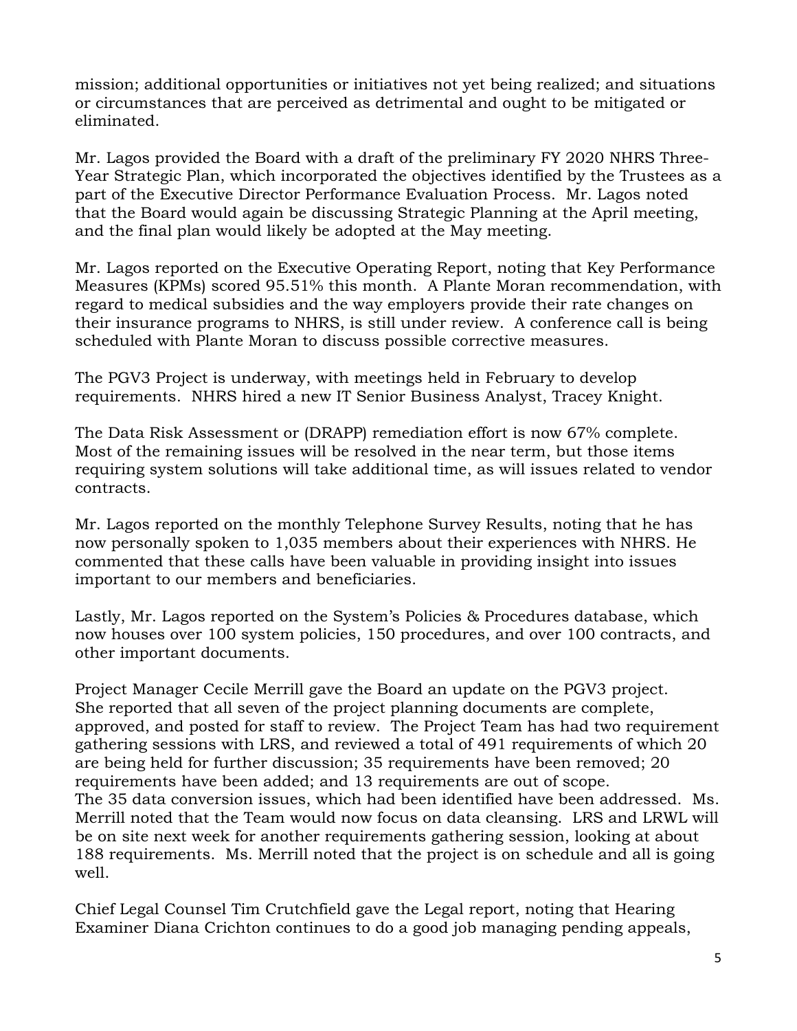mission; additional opportunities or initiatives not yet being realized; and situations or circumstances that are perceived as detrimental and ought to be mitigated or eliminated.

Mr. Lagos provided the Board with a draft of the preliminary FY 2020 NHRS Three-Year Strategic Plan, which incorporated the objectives identified by the Trustees as a part of the Executive Director Performance Evaluation Process. Mr. Lagos noted that the Board would again be discussing Strategic Planning at the April meeting, and the final plan would likely be adopted at the May meeting.

Mr. Lagos reported on the Executive Operating Report, noting that Key Performance Measures (KPMs) scored 95.51% this month. A Plante Moran recommendation, with regard to medical subsidies and the way employers provide their rate changes on their insurance programs to NHRS, is still under review. A conference call is being scheduled with Plante Moran to discuss possible corrective measures.

The PGV3 Project is underway, with meetings held in February to develop requirements. NHRS hired a new IT Senior Business Analyst, Tracey Knight.

The Data Risk Assessment or (DRAPP) remediation effort is now 67% complete. Most of the remaining issues will be resolved in the near term, but those items requiring system solutions will take additional time, as will issues related to vendor contracts.

Mr. Lagos reported on the monthly Telephone Survey Results, noting that he has now personally spoken to 1,035 members about their experiences with NHRS. He commented that these calls have been valuable in providing insight into issues important to our members and beneficiaries.

Lastly, Mr. Lagos reported on the System's Policies & Procedures database, which now houses over 100 system policies, 150 procedures, and over 100 contracts, and other important documents.

Project Manager Cecile Merrill gave the Board an update on the PGV3 project. She reported that all seven of the project planning documents are complete, approved, and posted for staff to review. The Project Team has had two requirement gathering sessions with LRS, and reviewed a total of 491 requirements of which 20 are being held for further discussion; 35 requirements have been removed; 20 requirements have been added; and 13 requirements are out of scope. The 35 data conversion issues, which had been identified have been addressed. Ms. Merrill noted that the Team would now focus on data cleansing. LRS and LRWL will be on site next week for another requirements gathering session, looking at about 188 requirements. Ms. Merrill noted that the project is on schedule and all is going well.

Chief Legal Counsel Tim Crutchfield gave the Legal report, noting that Hearing Examiner Diana Crichton continues to do a good job managing pending appeals,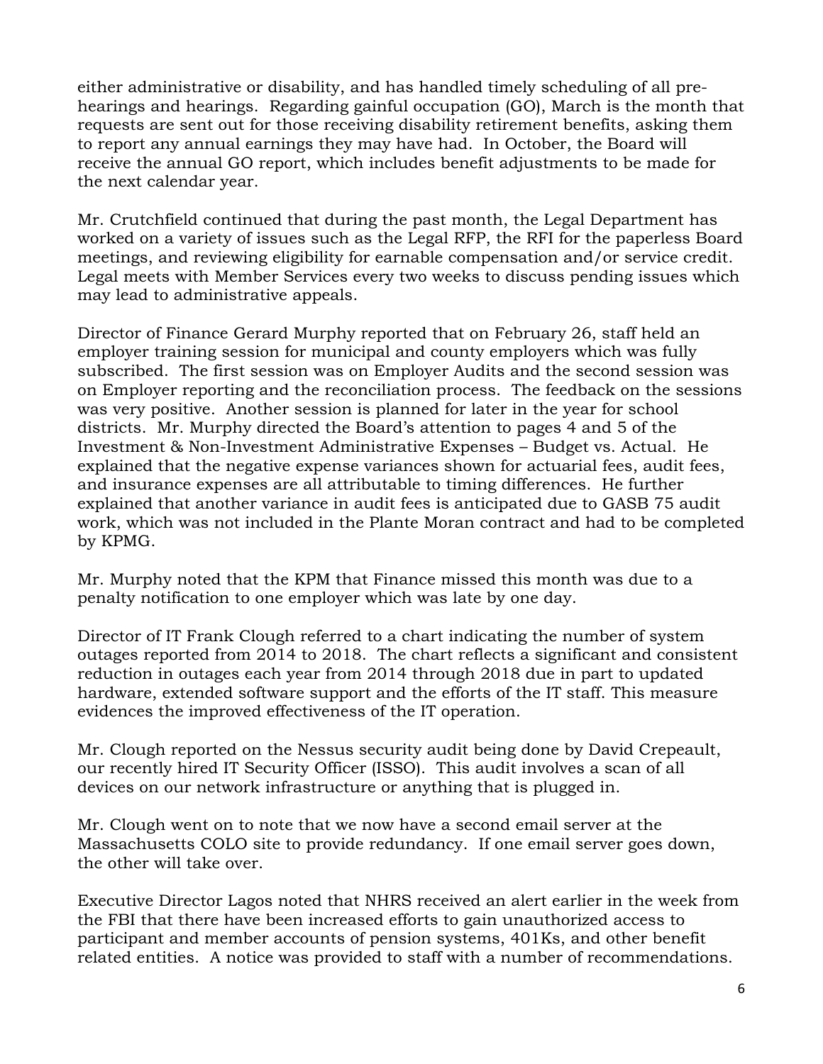either administrative or disability, and has handled timely scheduling of all pre-hearings and hearings. Regarding gainful occupation (GO), March is the month that requests are sent out for those receiving disability retirement benefits, asking them to report any annual earnings they may have had. In October, the Board will receive the annual GO report, which includes benefit adjustments to be made for the next calendar year.

Mr. Crutchfield continued that during the past month, the Legal Department has worked on a variety of issues such as the Legal RFP, the RFI for the paperless Board meetings, and reviewing eligibility for earnable compensation and/or service credit. Legal meets with Member Services every two weeks to discuss pending issues which may lead to administrative appeals.

Director of Finance Gerard Murphy reported that on February 26, staff held an employer training session for municipal and county employers which was fully subscribed. The first session was on Employer Audits and the second session was on Employer reporting and the reconciliation process. The feedback on the sessions was very positive. Another session is planned for later in the year for school districts. Mr. Murphy directed the Board's attention to pages 4 and 5 of the Investment & Non-Investment Administrative Expenses – Budget vs. Actual. He explained that the negative expense variances shown for actuarial fees, audit fees, and insurance expenses are all attributable to timing differences. He further explained that another variance in audit fees is anticipated due to GASB 75 audit work, which was not included in the Plante Moran contract and had to be completed by KPMG.

Mr. Murphy noted that the KPM that Finance missed this month was due to a penalty notification to one employer which was late by one day.

Director of IT Frank Clough referred to a chart indicating the number of system outages reported from 2014 to 2018. The chart reflects a significant and consistent reduction in outages each year from 2014 through 2018 due in part to updated hardware, extended software support and the efforts of the IT staff. This measure evidences the improved effectiveness of the IT operation.

Mr. Clough reported on the Nessus security audit being done by David Crepeault, our recently hired IT Security Officer (ISSO). This audit involves a scan of all devices on our network infrastructure or anything that is plugged in.

Mr. Clough went on to note that we now have a second email server at the Massachusetts COLO site to provide redundancy. If one email server goes down, the other will take over.

Executive Director Lagos noted that NHRS received an alert earlier in the week from the FBI that there have been increased efforts to gain unauthorized access to participant and member accounts of pension systems, 401Ks, and other benefit related entities. A notice was provided to staff with a number of recommendations.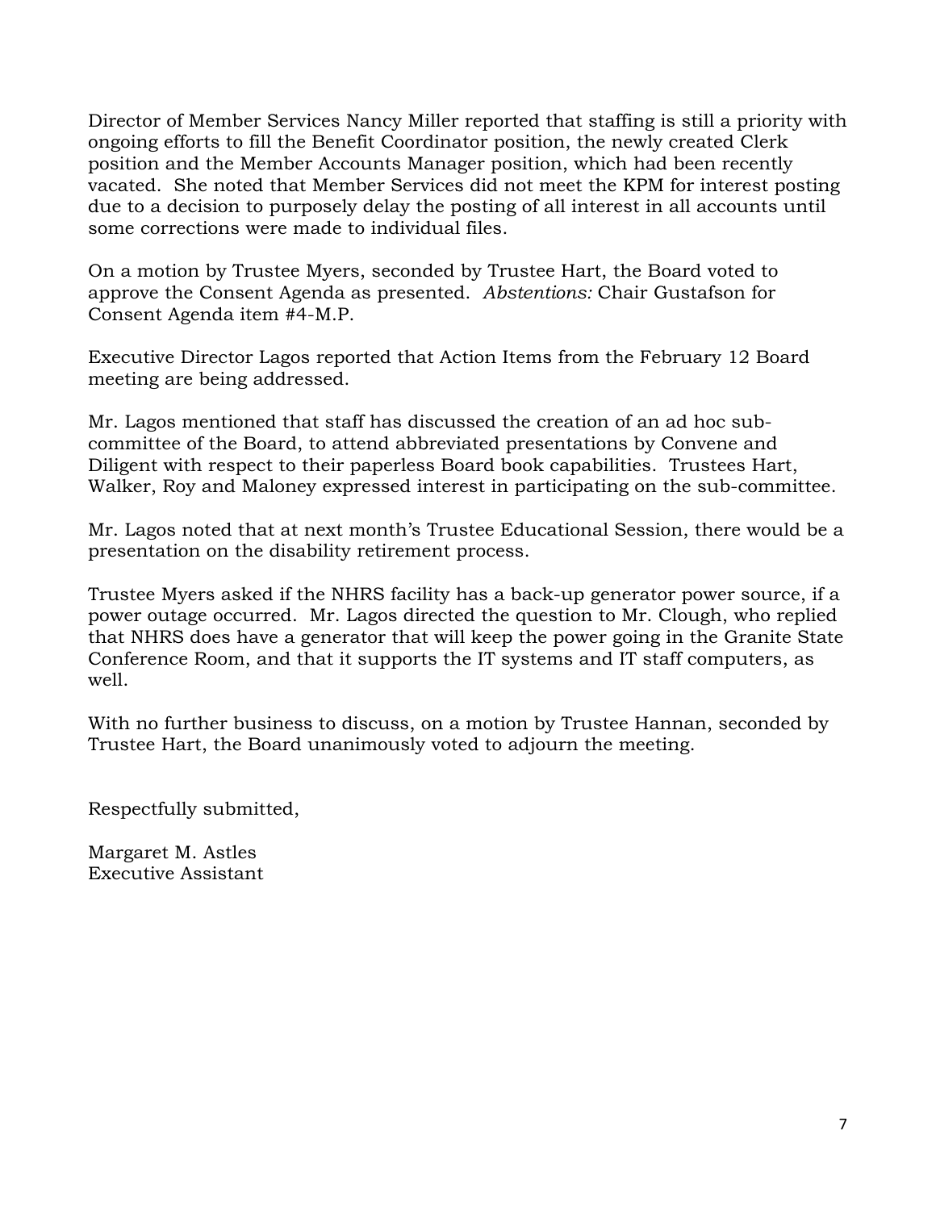Director of Member Services Nancy Miller reported that staffing is still a priority with ongoing efforts to fill the Benefit Coordinator position, the newly created Clerk position and the Member Accounts Manager position, which had been recently vacated. She noted that Member Services did not meet the KPM for interest posting due to a decision to purposely delay the posting of all interest in all accounts until some corrections were made to individual files.

On a motion by Trustee Myers, seconded by Trustee Hart, the Board voted to approve the Consent Agenda as presented. *Abstentions:* Chair Gustafson for Consent Agenda item #4-M.P.

Executive Director Lagos reported that Action Items from the February 12 Board meeting are being addressed.

Mr. Lagos mentioned that staff has discussed the creation of an ad hoc sub-committee of the Board, to attend abbreviated presentations by Convene and Diligent with respect to their paperless Board book capabilities. Trustees Hart, Walker, Roy and Maloney expressed interest in participating on the sub-committee.

Mr. Lagos noted that at next month's Trustee Educational Session, there would be a presentation on the disability retirement process.

Trustee Myers asked if the NHRS facility has a back-up generator power source, if a power outage occurred. Mr. Lagos directed the question to Mr. Clough, who replied that NHRS does have a generator that will keep the power going in the Granite State Conference Room, and that it supports the IT systems and IT staff computers, as well.

With no further business to discuss, on a motion by Trustee Hannan, seconded by Trustee Hart, the Board unanimously voted to adjourn the meeting.

Respectfully submitted,

Margaret M. Astles
Executive Assistant